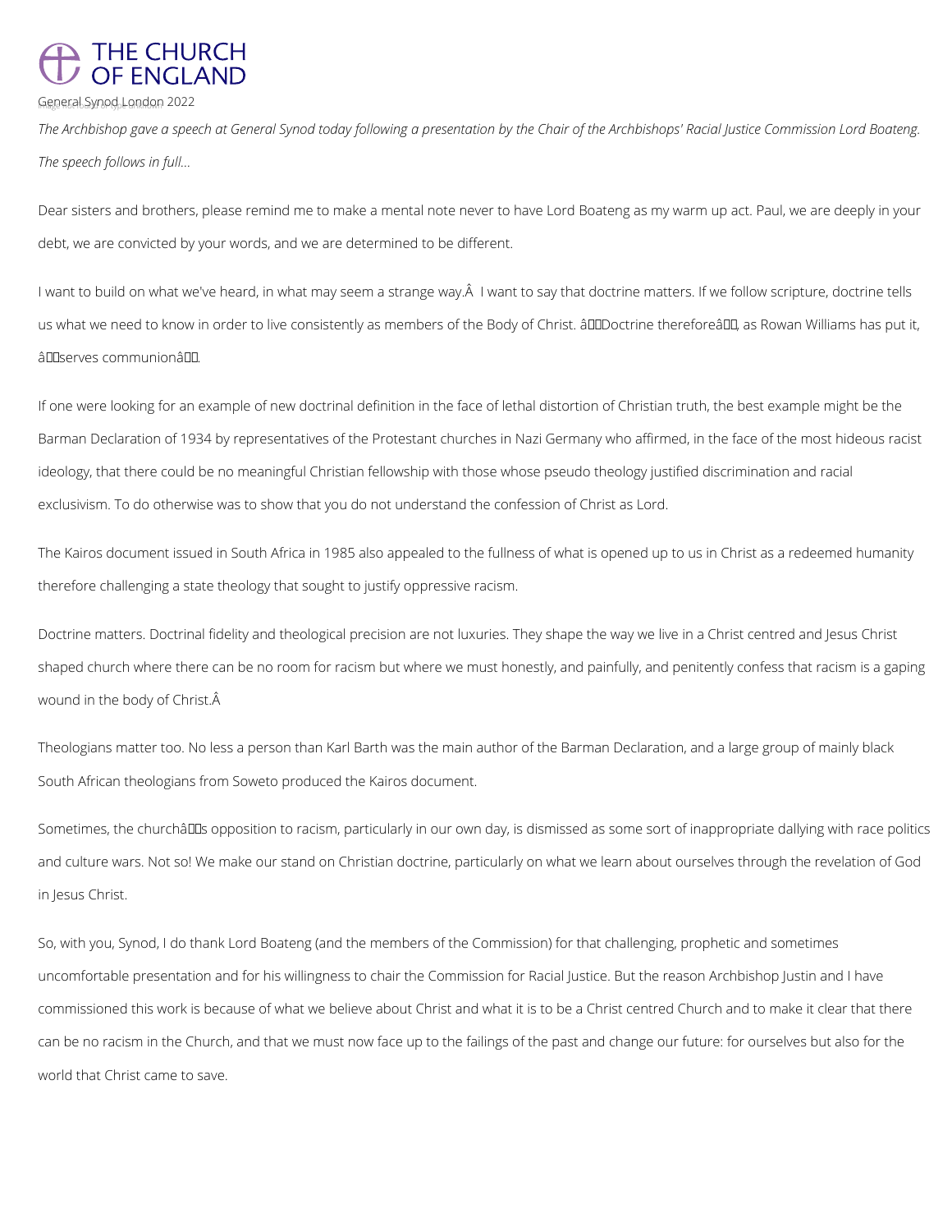# THE CHURCH OF ENGLAND

General Synod London 2022

*The Archbishop gave a speech at General Synod today following a presentation by the Chair of the Archbishops' Racial Justice Commission Lord Boateng.*

*The speech follows in full...*

Dear sisters and brothers, please remind me to make a mental note never to have Lord Boateng as my warm up act. Paul, we are deeply in your debt, we are convicted by your words, and we are determined to be different.

I want to build on what we've heard, in what may seem a strange way.Â  I want to say that doctrine matters. If we follow scripture, doctrine tells us what we need to know in order to live consistently as members of the Body of Christ. â€œDoctrine thereforeâ€, as Rowan Williams has put it, â€œserves communionâ€.

If one were looking for an example of new doctrinal definition in the face of lethal distortion of Christian truth, the best example might be the Barman Declaration of 1934 by representatives of the Protestant churches in Nazi Germany who affirmed, in the face of the most hideous racist ideology, that there could be no meaningful Christian fellowship with those whose pseudo theology justified discrimination and racial exclusivism. To do otherwise was to show that you do not understand the confession of Christ as Lord.

The Kairos document issued in South Africa in 1985 also appealed to the fullness of what is opened up to us in Christ as a redeemed humanity therefore challenging a state theology that sought to justify oppressive racism.

Doctrine matters. Doctrinal fidelity and theological precision are not luxuries. They shape the way we live in a Christ centred and Jesus Christ shaped church where there can be no room for racism but where we must honestly, and painfully, and penitently confess that racism is a gaping wound in the body of Christ.Â

Theologians matter too. No less a person than Karl Barth was the main author of the Barman Declaration, and a large group of mainly black South African theologians from Soweto produced the Kairos document.

Sometimes, the churchâ€™s opposition to racism, particularly in our own day, is dismissed as some sort of inappropriate dallying with race politics and culture wars. Not so! We make our stand on Christian doctrine, particularly on what we learn about ourselves through the revelation of God in Jesus Christ.

So, with you, Synod, I do thank Lord Boateng (and the members of the Commission) for that challenging, prophetic and sometimes uncomfortable presentation and for his willingness to chair the Commission for Racial Justice. But the reason Archbishop Justin and I have commissioned this work is because of what we believe about Christ and what it is to be a Christ centred Church and to make it clear that there can be no racism in the Church, and that we must now face up to the failings of the past and change our future: for ourselves but also for the world that Christ came to save.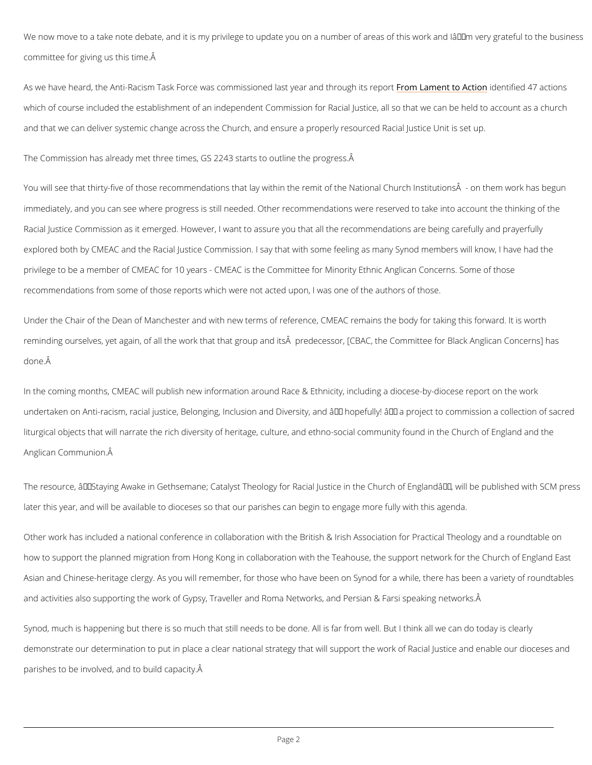We now move to a take note debate, and it is my privilege to update you on a number of areas of this work and I'm very grateful to the business committee for giving us this time.

As we have heard, the Anti-Racism Task Force was commissioned last year and through its report From Lament to Action identified 47 actions which of course included the establishment of an independent Commission for Racial Justice, all so that we can be held to account as a church and that we can deliver systemic change across the Church, and ensure a properly resourced Racial Justice Unit is set up.

The Commission has already met three times, GS 2243 starts to outline the progress.

You will see that thirty-five of those recommendations that lay within the remit of the National Church Institutions - on them work has begun immediately, and you can see where progress is still needed. Other recommendations were reserved to take into account the thinking of the Racial Justice Commission as it emerged. However, I want to assure you that all the recommendations are being carefully and prayerfully explored both by CMEAC and the Racial Justice Commission. I say that with some feeling as many Synod members will know, I have had the privilege to be a member of CMEAC for 10 years - CMEAC is the Committee for Minority Ethnic Anglican Concerns. Some of those recommendations from some of those reports which were not acted upon, I was one of the authors of those.

Under the Chair of the Dean of Manchester and with new terms of reference, CMEAC remains the body for taking this forward. It is worth reminding ourselves, yet again, of all the work that that group and its predecessor, [CBAC, the Committee for Black Anglican Concerns] has done.

In the coming months, CMEAC will publish new information around Race & Ethnicity, including a diocese-by-diocese report on the work undertaken on Anti-racism, racial justice, Belonging, Inclusion and Diversity, and – hopefully! – a project to commission a collection of sacred liturgical objects that will narrate the rich diversity of heritage, culture, and ethno-social community found in the Church of England and the Anglican Communion.

The resource, "Staying Awake in Gethsemane; Catalyst Theology for Racial Justice in the Church of England", will be published with SCM press later this year, and will be available to dioceses so that our parishes can begin to engage more fully with this agenda.

Other work has included a national conference in collaboration with the British & Irish Association for Practical Theology and a roundtable on how to support the planned migration from Hong Kong in collaboration with the Teahouse, the support network for the Church of England East Asian and Chinese-heritage clergy. As you will remember, for those who have been on Synod for a while, there has been a variety of roundtables and activities also supporting the work of Gypsy, Traveller and Roma Networks, and Persian & Farsi speaking networks.

Synod, much is happening but there is so much that still needs to be done. All is far from well. But I think all we can do today is clearly demonstrate our determination to put in place a clear national strategy that will support the work of Racial Justice and enable our dioceses and parishes to be involved, and to build capacity.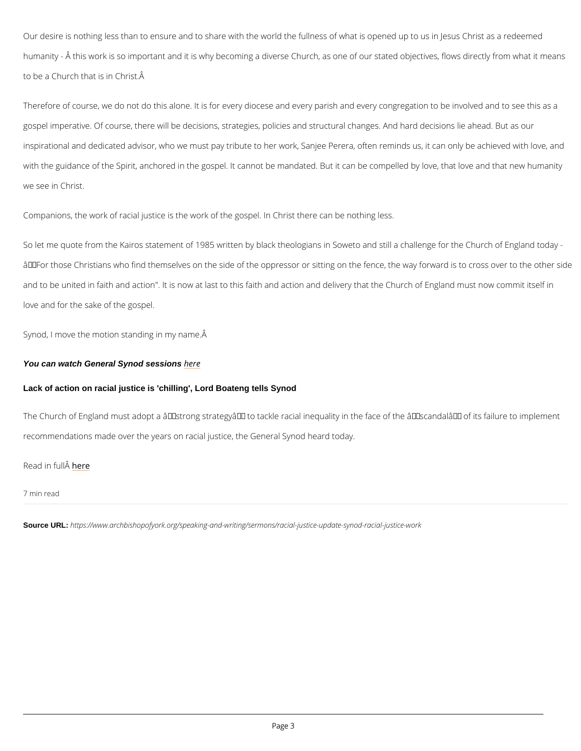Our desire is nothing less than to ensure and to share with the world the fullness of what is opened up to us in Jesus Christ as a redeemed humanity - Â this work is so important and it is why becoming a diverse Church, as one of our stated objectives, flows directly from what it means to be a Church that is in Christ.Â

Therefore of course, we do not do this alone. It is for every diocese and every parish and every congregation to be involved and to see this as a gospel imperative. Of course, there will be decisions, strategies, policies and structural changes. And hard decisions lie ahead. But as our inspirational and dedicated advisor, who we must pay tribute to her work, Sanjee Perera, often reminds us, it can only be achieved with love, and with the guidance of the Spirit, anchored in the gospel. It cannot be mandated. But it can be compelled by love, that love and that new humanity we see in Christ.

Companions, the work of racial justice is the work of the gospel. In Christ there can be nothing less.

So let me quote from the Kairos statement of 1985 written by black theologians in Soweto and still a challenge for the Church of England today - â For those Christians who find themselves on the side of the oppressor or sitting on the fence, the way forward is to cross over to the other side and to be united in faith and action". It is now at last to this faith and action and delivery that the Church of England must now commit itself in love and for the sake of the gospel.

Synod, I move the motion standing in my name.Â

***You can watch General Synod sessions** here*

**Lack of action on racial justice is 'chilling', Lord Boateng tells Synod**

The Church of England must adopt a â strong strategyâ to tackle racial inequality in the face of the â scandalâ of its failure to implement recommendations made over the years on racial justice, the General Synod heard today.

Read in fullÂ here

7 min read

**Source URL:** *https://www.archbishopofyork.org/speaking-and-writing/sermons/racial-justice-update-synod-racial-justice-work*